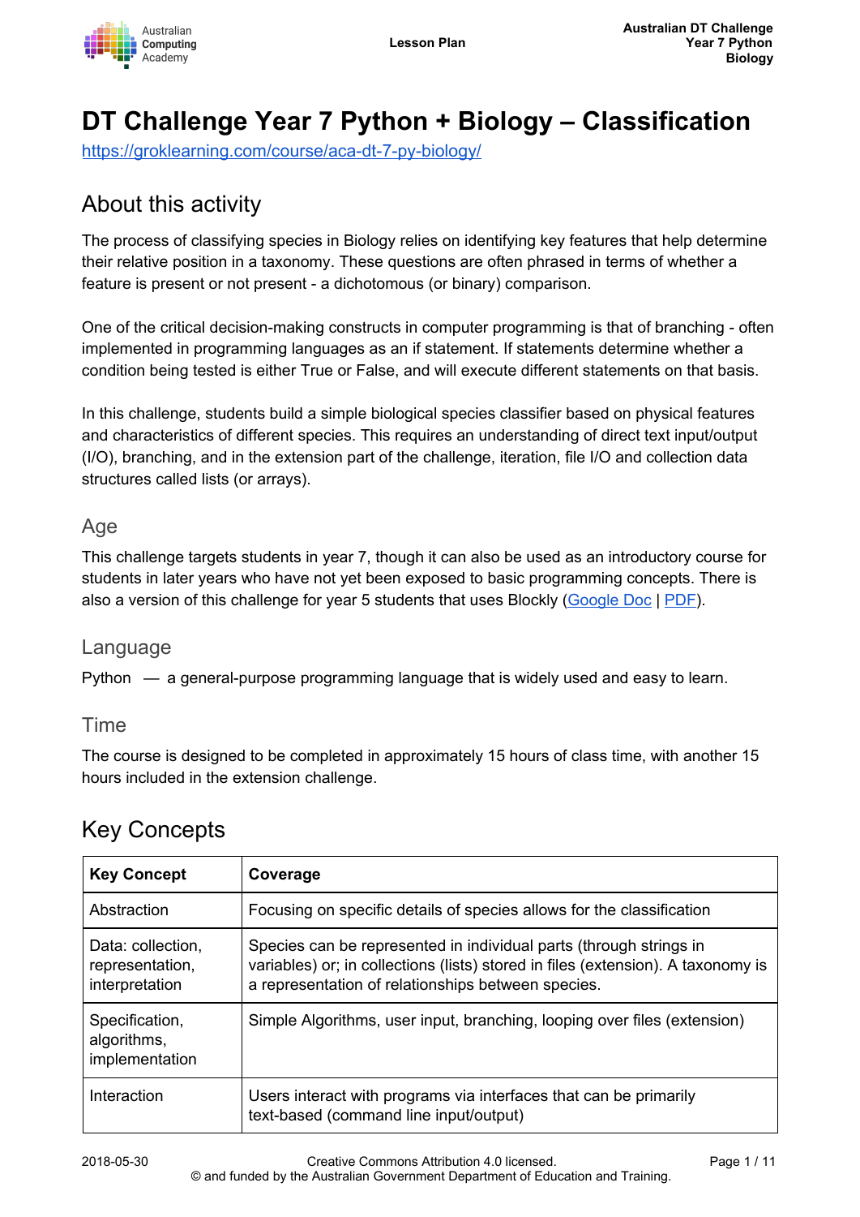# DT Challenge Year 7 Python + Biology – Classification

[https://groklearning.com/course/aca-dt-7-py-biology/](https://groklearning.com/course/aca-dt-7-py-biology/)

## About this activity

The process of classifying species in Biology relies on identifying key features that help determine their relative position in a taxonomy. These questions are often phrased in terms of whether a feature is present or not present - a dichotomous (or binary) comparison.

One of the critical decision-making constructs in computer programming is that of branching - often implemented in programming languages as an if statement. If statements determine whether a condition being tested is either True or False, and will execute different statements on that basis.

In this challenge, students build a simple biological species classifier based on physical features and characteristics of different species. This requires an understanding of direct text input/output (I/O), branching, and in the extension part of the challenge, iteration, file I/O and collection data structures called lists (or arrays).

### Age

This challenge targets students in year 7, though it can also be used as an introductory course for students in later years who have not yet been exposed to basic programming concepts. There is also a version of this challenge for year 5 students that uses Blockly (Google Doc | PDF).

### Language

Python — a general-purpose programming language that is widely used and easy to learn.

### Time

The course is designed to be completed in approximately 15 hours of class time, with another 15 hours included in the extension challenge.

## Key Concepts

| Key Concept | Coverage |
|---|---|
| Abstraction | Focusing on specific details of species allows for the classification |
| Data: collection, representation, interpretation | Species can be represented in individual parts (through strings in variables) or; in collections (lists) stored in files (extension). A taxonomy is a representation of relationships between species. |
| Specification, algorithms, implementation | Simple Algorithms, user input, branching, looping over files (extension) |
| Interaction | Users interact with programs via interfaces that can be primarily text-based (command line input/output) |

2018-05-30 Creative Commons Attribution 4.0 licensed.
© and funded by the Australian Government Department of Education and Training.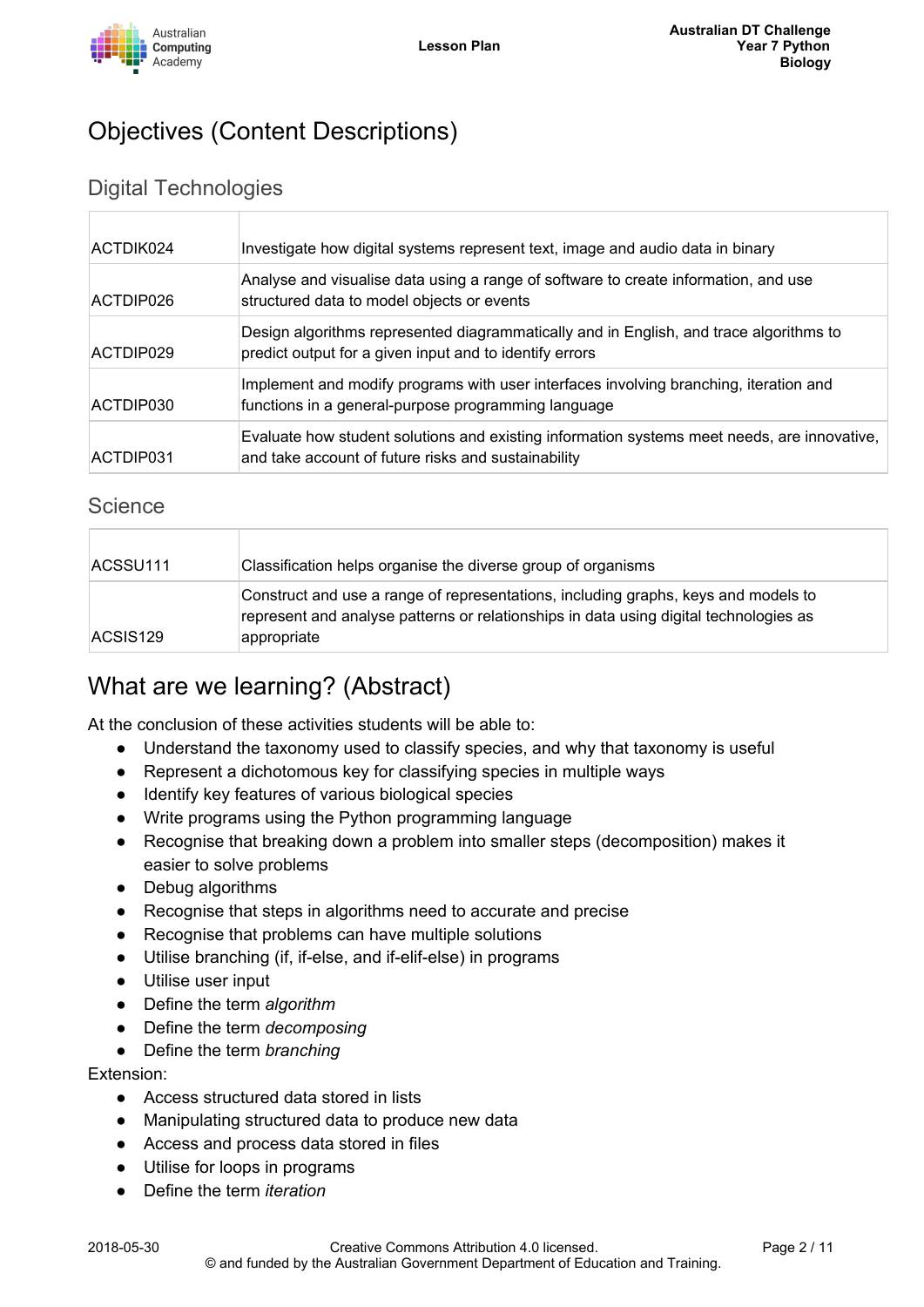# Objectives (Content Descriptions)

## Digital Technologies

| | |
|---|---|
| ACTDIK024 | Investigate how digital systems represent text, image and audio data in binary |
| ACTDIP026 | Analyse and visualise data using a range of software to create information, and use structured data to model objects or events |
| ACTDIP029 | Design algorithms represented diagrammatically and in English, and trace algorithms to predict output for a given input and to identify errors |
| ACTDIP030 | Implement and modify programs with user interfaces involving branching, iteration and functions in a general-purpose programming language |
| ACTDIP031 | Evaluate how student solutions and existing information systems meet needs, are innovative, and take account of future risks and sustainability |

## Science

| | |
|---|---|
| ACSSU111 | Classification helps organise the diverse group of organisms |
| ACSIS129 | Construct and use a range of representations, including graphs, keys and models to represent and analyse patterns or relationships in data using digital technologies as appropriate |

# What are we learning? (Abstract)

At the conclusion of these activities students will be able to:

- Understand the taxonomy used to classify species, and why that taxonomy is useful
- Represent a dichotomous key for classifying species in multiple ways
- Identify key features of various biological species
- Write programs using the Python programming language
- Recognise that breaking down a problem into smaller steps (decomposition) makes it easier to solve problems
- Debug algorithms
- Recognise that steps in algorithms need to accurate and precise
- Recognise that problems can have multiple solutions
- Utilise branching (if, if-else, and if-elif-else) in programs
- Utilise user input
- Define the term *algorithm*
- Define the term *decomposing*
- Define the term *branching*

Extension:

- Access structured data stored in lists
- Manipulating structured data to produce new data
- Access and process data stored in files
- Utilise for loops in programs
- Define the term *iteration*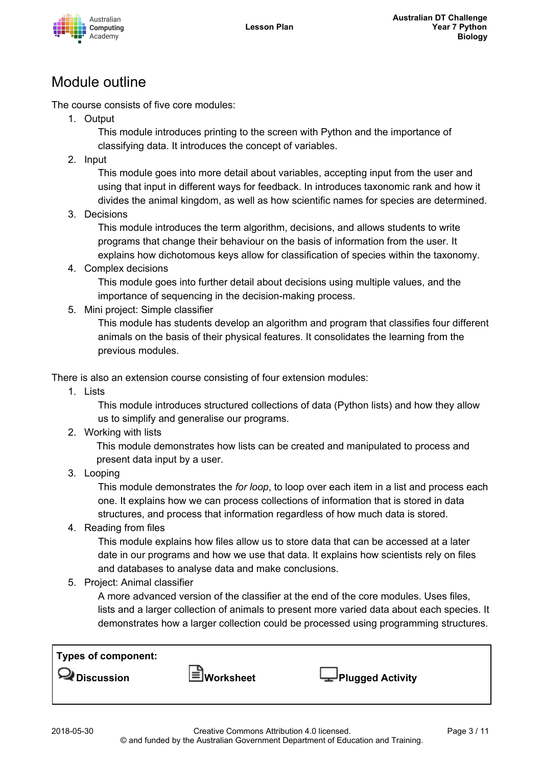# Module outline

The course consists of five core modules:

1. Output

   This module introduces printing to the screen with Python and the importance of classifying data. It introduces the concept of variables.

2. Input

   This module goes into more detail about variables, accepting input from the user and using that input in different ways for feedback. In introduces taxonomic rank and how it divides the animal kingdom, as well as how scientific names for species are determined.

3. Decisions

   This module introduces the term algorithm, decisions, and allows students to write programs that change their behaviour on the basis of information from the user. It explains how dichotomous keys allow for classification of species within the taxonomy.

4. Complex decisions

   This module goes into further detail about decisions using multiple values, and the importance of sequencing in the decision-making process.

5. Mini project: Simple classifier

   This module has students develop an algorithm and program that classifies four different animals on the basis of their physical features. It consolidates the learning from the previous modules.

There is also an extension course consisting of four extension modules:

1. Lists

   This module introduces structured collections of data (Python lists) and how they allow us to simplify and generalise our programs.

2. Working with lists

   This module demonstrates how lists can be created and manipulated to process and present data input by a user.

3. Looping

   This module demonstrates the *for loop*, to loop over each item in a list and process each one. It explains how we can process collections of information that is stored in data structures, and process that information regardless of how much data is stored.

4. Reading from files

   This module explains how files allow us to store data that can be accessed at a later date in our programs and how we use that data. It explains how scientists rely on files and databases to analyse data and make conclusions.

5. Project: Animal classifier

   A more advanced version of the classifier at the end of the core modules. Uses files, lists and a larger collection of animals to present more varied data about each species. It demonstrates how a larger collection could be processed using programming structures.

**Types of component:**

**Discussion** **Worksheet** **Plugged Activity**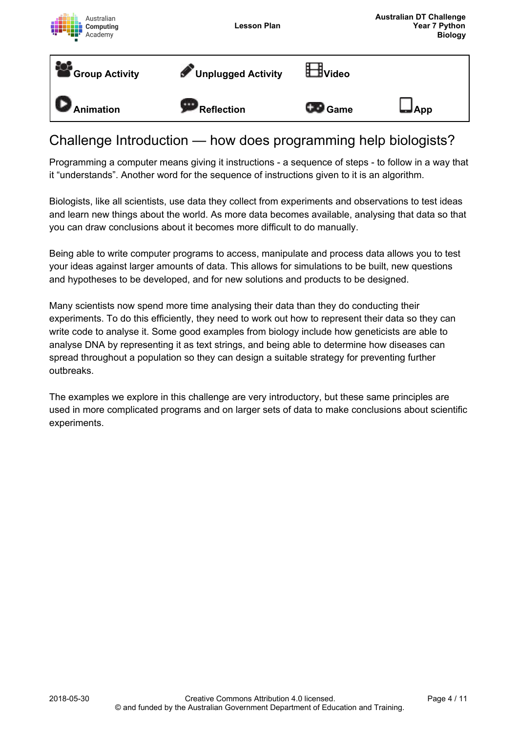| Group Activity | Unplugged Activity | Video | |
|---|---|---|---|
| Animation | Reflection | Game | App |

# Challenge Introduction — how does programming help biologists?

Programming a computer means giving it instructions - a sequence of steps - to follow in a way that it “understands”. Another word for the sequence of instructions given to it is an algorithm.

Biologists, like all scientists, use data they collect from experiments and observations to test ideas and learn new things about the world. As more data becomes available, analysing that data so that you can draw conclusions about it becomes more difficult to do manually.

Being able to write computer programs to access, manipulate and process data allows you to test your ideas against larger amounts of data. This allows for simulations to be built, new questions and hypotheses to be developed, and for new solutions and products to be designed.

Many scientists now spend more time analysing their data than they do conducting their experiments. To do this efficiently, they need to work out how to represent their data so they can write code to analyse it. Some good examples from biology include how geneticists are able to analyse DNA by representing it as text strings, and being able to determine how diseases can spread throughout a population so they can design a suitable strategy for preventing further outbreaks.

The examples we explore in this challenge are very introductory, but these same principles are used in more complicated programs and on larger sets of data to make conclusions about scientific experiments.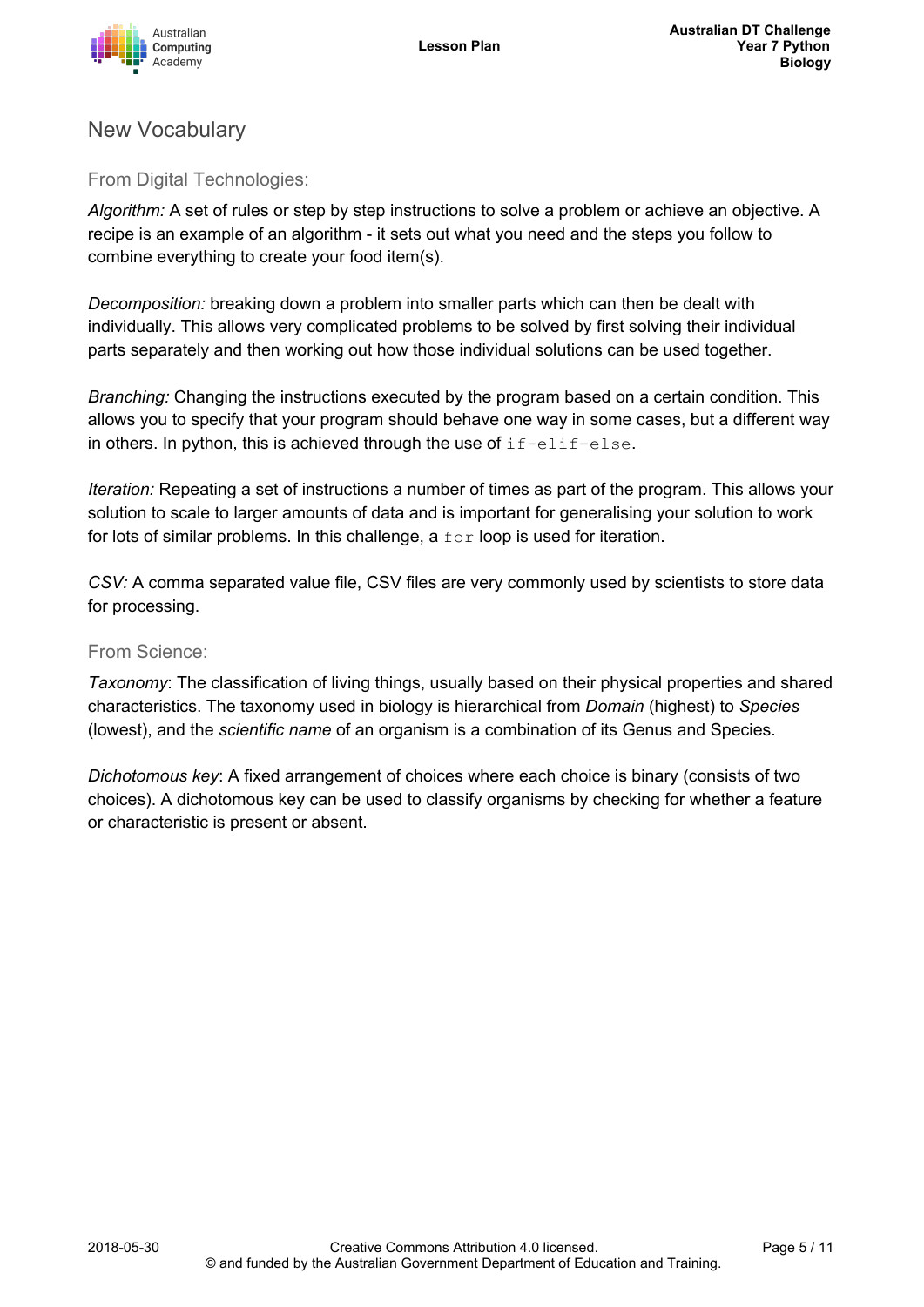## New Vocabulary

### From Digital Technologies:

*Algorithm:* A set of rules or step by step instructions to solve a problem or achieve an objective. A recipe is an example of an algorithm - it sets out what you need and the steps you follow to combine everything to create your food item(s).

*Decomposition:* breaking down a problem into smaller parts which can then be dealt with individually. This allows very complicated problems to be solved by first solving their individual parts separately and then working out how those individual solutions can be used together.

*Branching:* Changing the instructions executed by the program based on a certain condition. This allows you to specify that your program should behave one way in some cases, but a different way in others. In python, this is achieved through the use of `if-elif-else`.

*Iteration:* Repeating a set of instructions a number of times as part of the program. This allows your solution to scale to larger amounts of data and is important for generalising your solution to work for lots of similar problems. In this challenge, a `for` loop is used for iteration.

*CSV:* A comma separated value file, CSV files are very commonly used by scientists to store data for processing.

### From Science:

*Taxonomy*: The classification of living things, usually based on their physical properties and shared characteristics. The taxonomy used in biology is hierarchical from *Domain* (highest) to *Species* (lowest), and the *scientific name* of an organism is a combination of its Genus and Species.

*Dichotomous key*: A fixed arrangement of choices where each choice is binary (consists of two choices). A dichotomous key can be used to classify organisms by checking for whether a feature or characteristic is present or absent.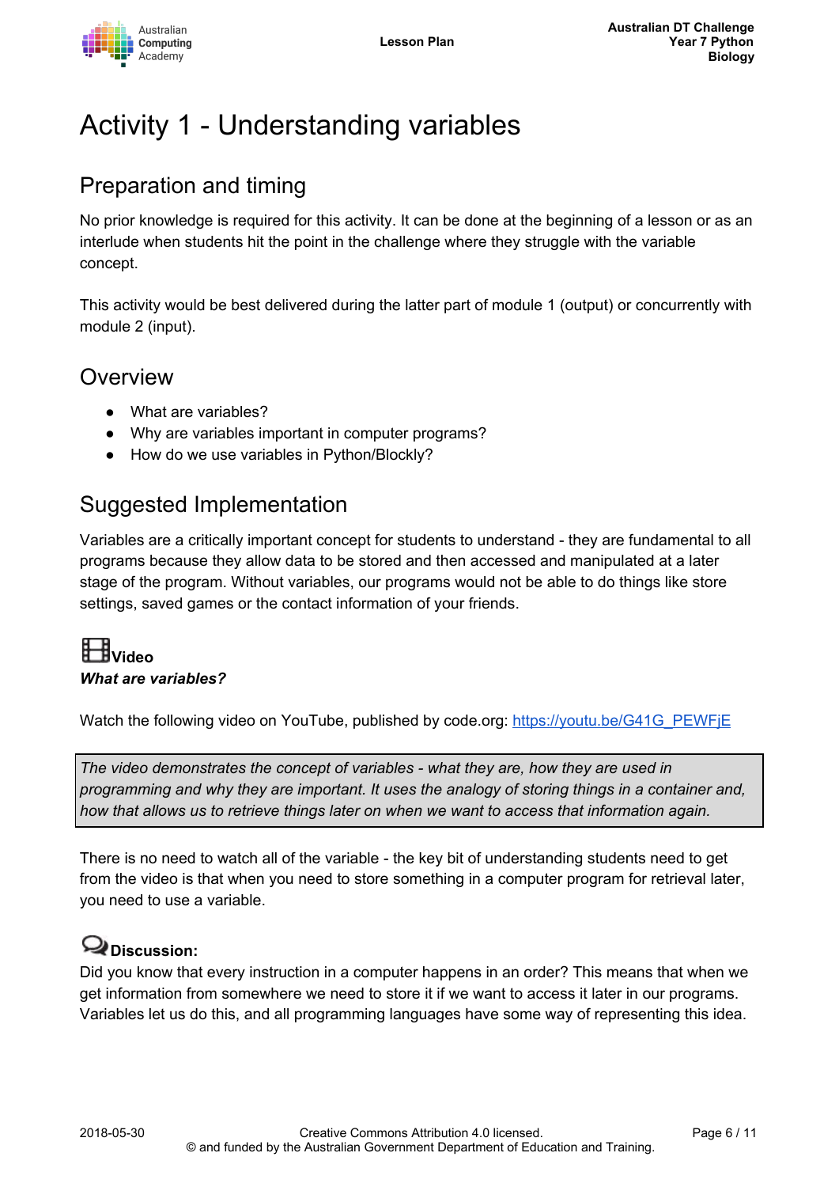# Activity 1 - Understanding variables

## Preparation and timing

No prior knowledge is required for this activity. It can be done at the beginning of a lesson or as an interlude when students hit the point in the challenge where they struggle with the variable concept.

This activity would be best delivered during the latter part of module 1 (output) or concurrently with module 2 (input).

## Overview

- What are variables?
- Why are variables important in computer programs?
- How do we use variables in Python/Blockly?

## Suggested Implementation

Variables are a critically important concept for students to understand - they are fundamental to all programs because they allow data to be stored and then accessed and manipulated at a later stage of the program. Without variables, our programs would not be able to do things like store settings, saved games or the contact information of your friends.

**Video**

***What are variables?***

Watch the following video on YouTube, published by code.org: https://youtu.be/G41G_PEWFjE

> *The video demonstrates the concept of variables - what they are, how they are used in programming and why they are important. It uses the analogy of storing things in a container and, how that allows us to retrieve things later on when we want to access that information again.*

There is no need to watch all of the variable - the key bit of understanding students need to get from the video is that when you need to store something in a computer program for retrieval later, you need to use a variable.

**Discussion:**

Did you know that every instruction in a computer happens in an order? This means that when we get information from somewhere we need to store it if we want to access it later in our programs. Variables let us do this, and all programming languages have some way of representing this idea.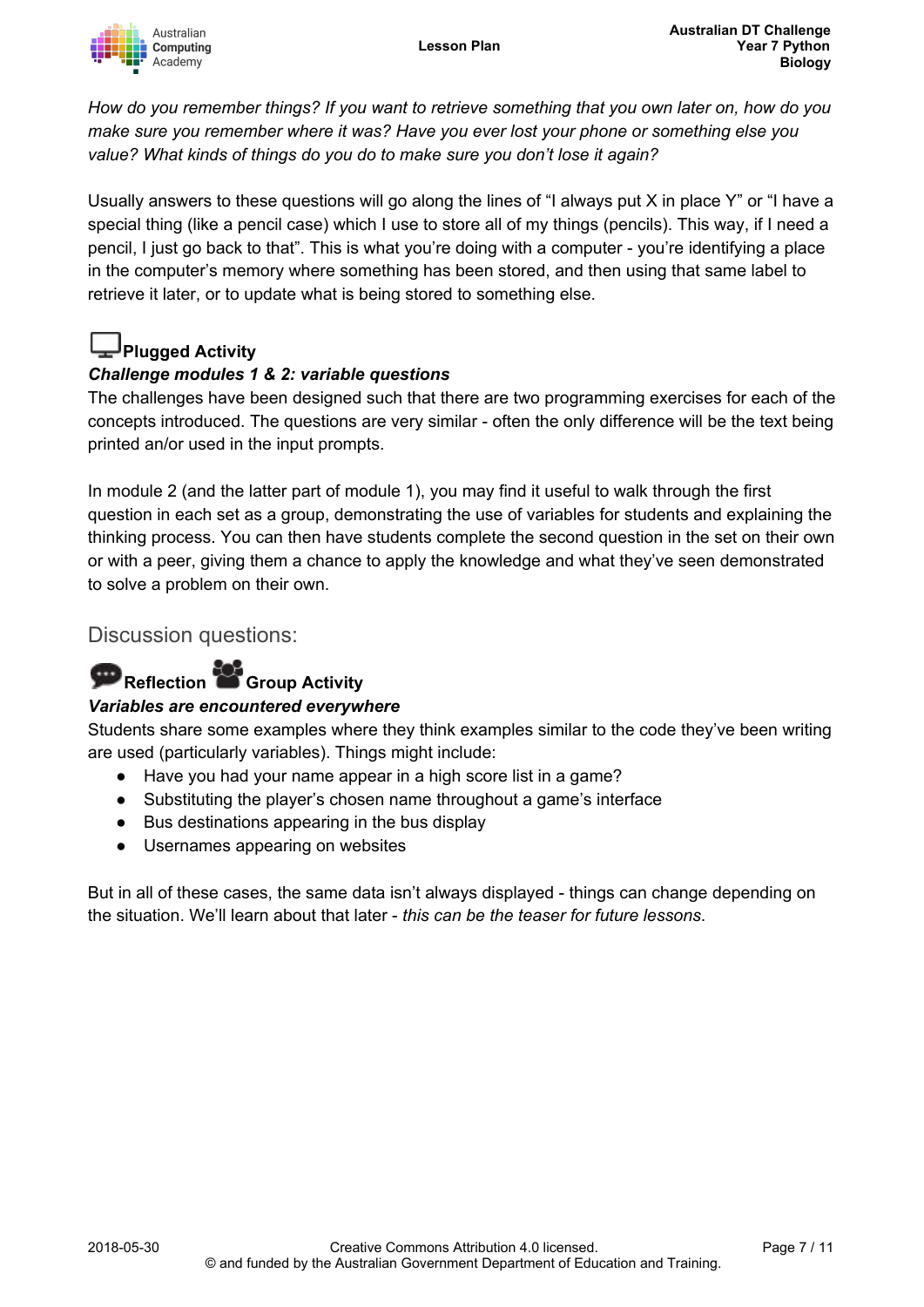*How do you remember things? If you want to retrieve something that you own later on, how do you make sure you remember where it was? Have you ever lost your phone or something else you value? What kinds of things do you do to make sure you don't lose it again?*

Usually answers to these questions will go along the lines of "I always put X in place Y" or "I have a special thing (like a pencil case) which I use to store all of my things (pencils). This way, if I need a pencil, I just go back to that". This is what you're doing with a computer - you're identifying a place in the computer's memory where something has been stored, and then using that same label to retrieve it later, or to update what is being stored to something else.

### Plugged Activity

***Challenge modules 1 & 2: variable questions***

The challenges have been designed such that there are two programming exercises for each of the concepts introduced. The questions are very similar - often the only difference will be the text being printed an/or used in the input prompts.

In module 2 (and the latter part of module 1), you may find it useful to walk through the first question in each set as a group, demonstrating the use of variables for students and explaining the thinking process. You can then have students complete the second question in the set on their own or with a peer, giving them a chance to apply the knowledge and what they've seen demonstrated to solve a problem on their own.

## Discussion questions:

### Reflection Group Activity

***Variables are encountered everywhere***

Students share some examples where they think examples similar to the code they've been writing are used (particularly variables). Things might include:

- Have you had your name appear in a high score list in a game?
- Substituting the player's chosen name throughout a game's interface
- Bus destinations appearing in the bus display
- Usernames appearing on websites

But in all of these cases, the same data isn't always displayed - things can change depending on the situation. We'll learn about that later - *this can be the teaser for future lessons*.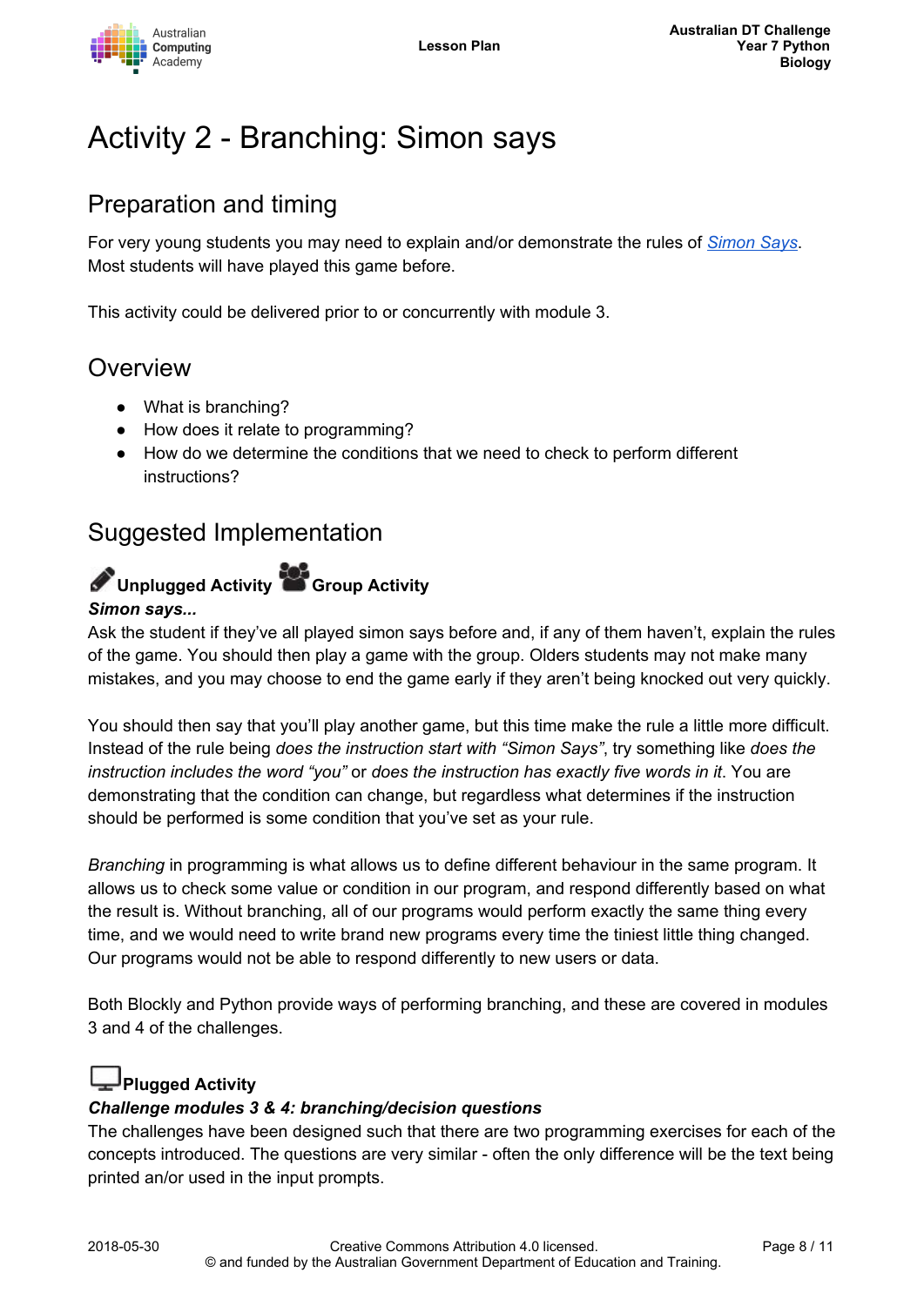# Activity 2 - Branching: Simon says

## Preparation and timing

For very young students you may need to explain and/or demonstrate the rules of [Simon Says](). Most students will have played this game before.

This activity could be delivered prior to or concurrently with module 3.

## Overview

- What is branching?
- How does it relate to programming?
- How do we determine the conditions that we need to check to perform different instructions?

## Suggested Implementation

**Unplugged Activity** **Group Activity**

***Simon says...***

Ask the student if they've all played simon says before and, if any of them haven't, explain the rules of the game. You should then play a game with the group. Olders students may not make many mistakes, and you may choose to end the game early if they aren't being knocked out very quickly.

You should then say that you'll play another game, but this time make the rule a little more difficult. Instead of the rule being *does the instruction start with "Simon Says"*, try something like *does the instruction includes the word "you"* or *does the instruction has exactly five words in it*. You are demonstrating that the condition can change, but regardless what determines if the instruction should be performed is some condition that you've set as your rule.

*Branching* in programming is what allows us to define different behaviour in the same program. It allows us to check some value or condition in our program, and respond differently based on what the result is. Without branching, all of our programs would perform exactly the same thing every time, and we would need to write brand new programs every time the tiniest little thing changed. Our programs would not be able to respond differently to new users or data.

Both Blockly and Python provide ways of performing branching, and these are covered in modules 3 and 4 of the challenges.

**Plugged Activity**

***Challenge modules 3 & 4: branching/decision questions***

The challenges have been designed such that there are two programming exercises for each of the concepts introduced. The questions are very similar - often the only difference will be the text being printed an/or used in the input prompts.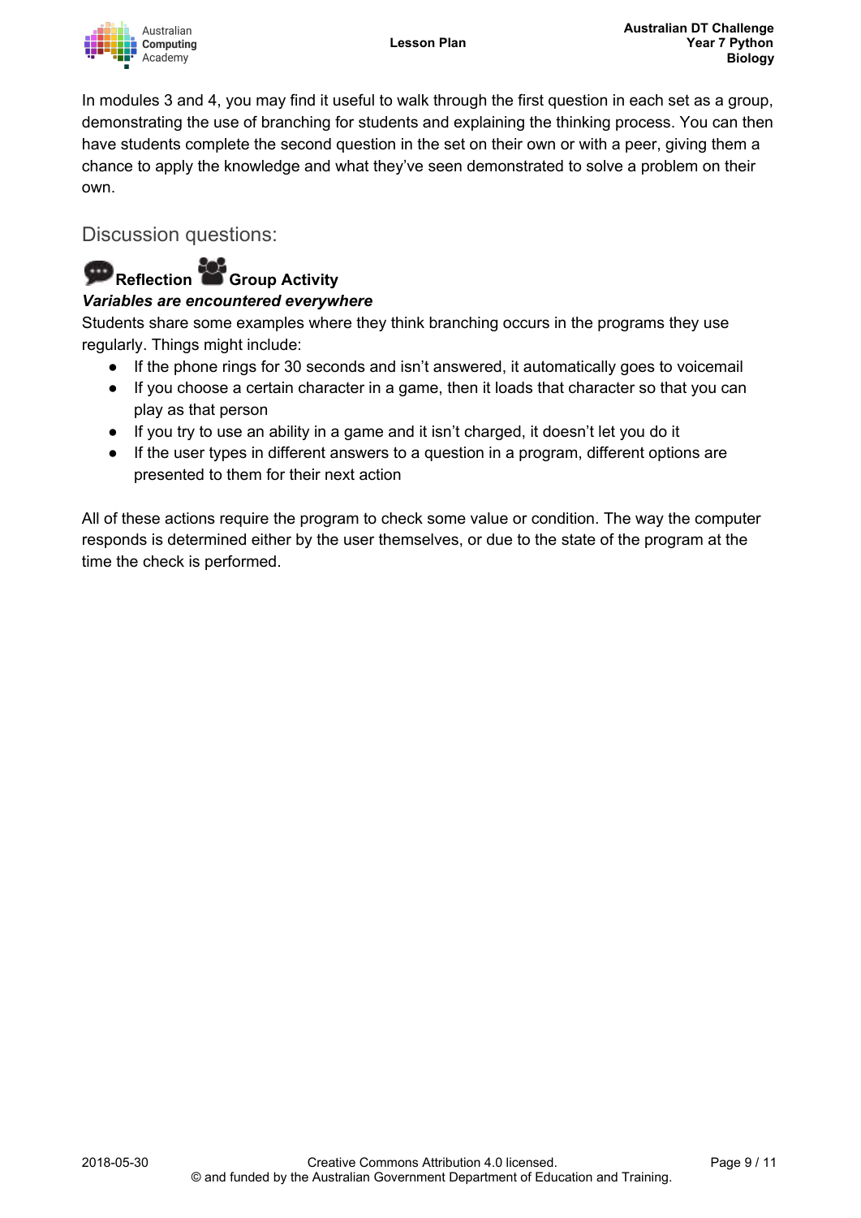In modules 3 and 4, you may find it useful to walk through the first question in each set as a group, demonstrating the use of branching for students and explaining the thinking process. You can then have students complete the second question in the set on their own or with a peer, giving them a chance to apply the knowledge and what they've seen demonstrated to solve a problem on their own.

## Discussion questions:

**Reflection** **Group Activity**

***Variables are encountered everywhere***

Students share some examples where they think branching occurs in the programs they use regularly. Things might include:

- If the phone rings for 30 seconds and isn't answered, it automatically goes to voicemail
- If you choose a certain character in a game, then it loads that character so that you can play as that person
- If you try to use an ability in a game and it isn't charged, it doesn't let you do it
- If the user types in different answers to a question in a program, different options are presented to them for their next action

All of these actions require the program to check some value or condition. The way the computer responds is determined either by the user themselves, or due to the state of the program at the time the check is performed.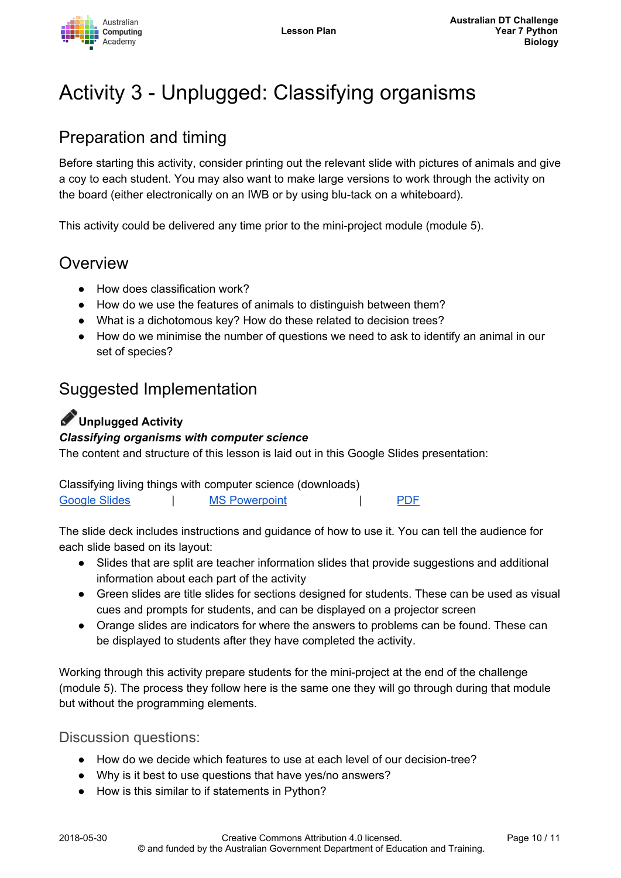# Activity 3 - Unplugged: Classifying organisms

## Preparation and timing

Before starting this activity, consider printing out the relevant slide with pictures of animals and give a coy to each student. You may also want to make large versions to work through the activity on the board (either electronically on an IWB or by using blu-tack on a whiteboard).

This activity could be delivered any time prior to the mini-project module (module 5).

## Overview

- How does classification work?
- How do we use the features of animals to distinguish between them?
- What is a dichotomous key? How do these related to decision trees?
- How do we minimise the number of questions we need to ask to identify an animal in our set of species?

## Suggested Implementation

**Unplugged Activity**

***Classifying organisms with computer science***

The content and structure of this lesson is laid out in this Google Slides presentation:

Classifying living things with computer science (downloads)
Google Slides | MS Powerpoint | PDF

The slide deck includes instructions and guidance of how to use it. You can tell the audience for each slide based on its layout:

- Slides that are split are teacher information slides that provide suggestions and additional information about each part of the activity
- Green slides are title slides for sections designed for students. These can be used as visual cues and prompts for students, and can be displayed on a projector screen
- Orange slides are indicators for where the answers to problems can be found. These can be displayed to students after they have completed the activity.

Working through this activity prepare students for the mini-project at the end of the challenge (module 5). The process they follow here is the same one they will go through during that module but without the programming elements.

### Discussion questions:

- How do we decide which features to use at each level of our decision-tree?
- Why is it best to use questions that have yes/no answers?
- How is this similar to if statements in Python?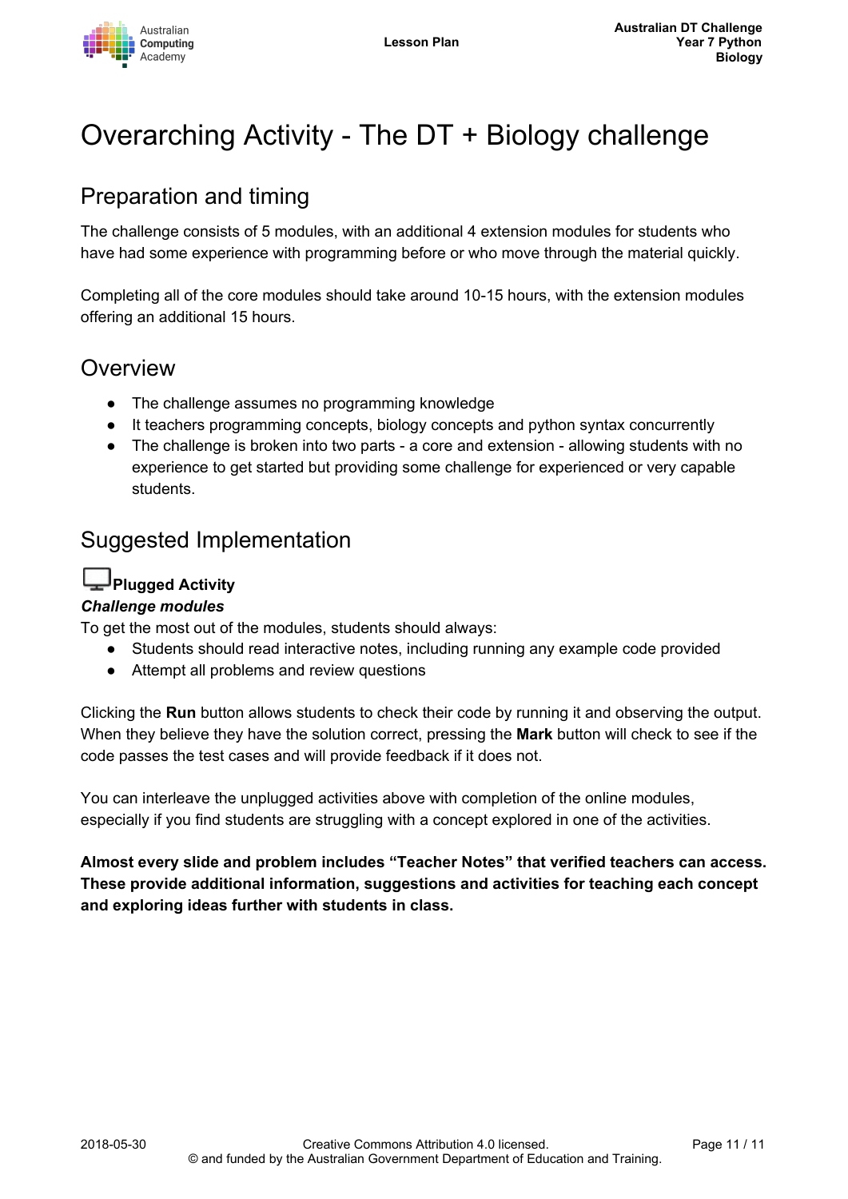# Overarching Activity - The DT + Biology challenge

## Preparation and timing

The challenge consists of 5 modules, with an additional 4 extension modules for students who have had some experience with programming before or who move through the material quickly.

Completing all of the core modules should take around 10-15 hours, with the extension modules offering an additional 15 hours.

## Overview

- The challenge assumes no programming knowledge
- It teachers programming concepts, biology concepts and python syntax concurrently
- The challenge is broken into two parts - a core and extension - allowing students with no experience to get started but providing some challenge for experienced or very capable students.

## Suggested Implementation

**Plugged Activity**

***Challenge modules***

To get the most out of the modules, students should always:

- Students should read interactive notes, including running any example code provided
- Attempt all problems and review questions

Clicking the **Run** button allows students to check their code by running it and observing the output. When they believe they have the solution correct, pressing the **Mark** button will check to see if the code passes the test cases and will provide feedback if it does not.

You can interleave the unplugged activities above with completion of the online modules, especially if you find students are struggling with a concept explored in one of the activities.

**Almost every slide and problem includes "Teacher Notes" that verified teachers can access. These provide additional information, suggestions and activities for teaching each concept and exploring ideas further with students in class.**